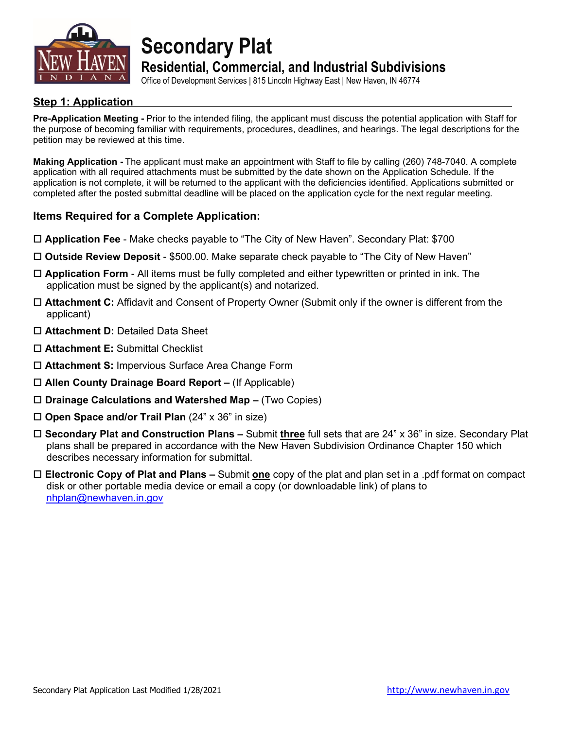# Secondary Plat

## Residential, Commercial, and Industrial Subdivisions

Office of Development Services | 815 Lincoln Highway East | New Haven, IN 46774

## Step 1: Application

**Pre-Application Meeting -** Prior to the intended filing, the applicant must discuss the potential application with Staff for the purpose of becoming familiar with requirements, procedures, deadlines, and hearings. The legal descriptions for the petition may be reviewed at this time.

**Making Application -** The applicant must make an appointment with Staff to file by calling (260) 748-7040. A complete application with all required attachments must be submitted by the date shown on the Application Schedule. If the application is not complete, it will be returned to the applicant with the deficiencies identified. Applications submitted or completed after the posted submittal deadline will be placed on the application cycle for the next regular meeting.

### Items Required for a Complete Application:

- ☐ **Application Fee** - Make checks payable to "The City of New Haven". Secondary Plat: $700
- ☐ **Outside Review Deposit** - $500.00. Make separate check payable to "The City of New Haven"
- ☐ **Application Form** - All items must be fully completed and either typewritten or printed in ink. The application must be signed by the applicant(s) and notarized.
- ☐ **Attachment C:** Affidavit and Consent of Property Owner (Submit only if the owner is different from the applicant)
- ☐ **Attachment D:** Detailed Data Sheet
- ☐ **Attachment E:** Submittal Checklist
- ☐ **Attachment S:** Impervious Surface Area Change Form
- ☐ **Allen County Drainage Board Report –** (If Applicable)
- ☐ **Drainage Calculations and Watershed Map –** (Two Copies)
- ☐ **Open Space and/or Trail Plan** (24" x 36" in size)
- ☐ **Secondary Plat and Construction Plans –** Submit **three** full sets that are 24" x 36" in size. Secondary Plat plans shall be prepared in accordance with the New Haven Subdivision Ordinance Chapter 150 which describes necessary information for submittal.
- ☐ **Electronic Copy of Plat and Plans –** Submit **one** copy of the plat and plan set in a .pdf format on compact disk or other portable media device or email a copy (or downloadable link) of plans to nhplan@newhaven.in.gov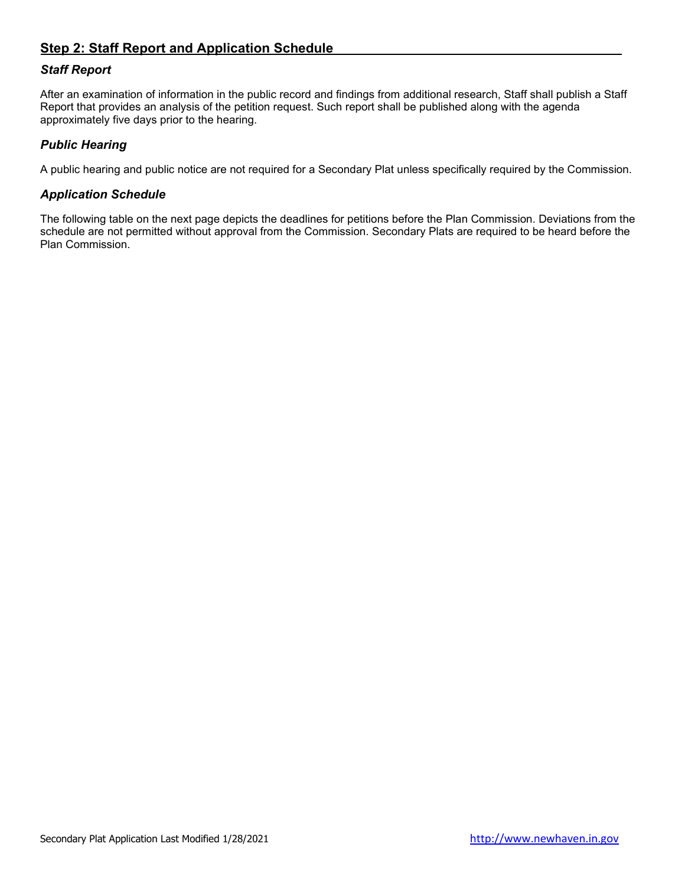## Step 2: Staff Report and Application Schedule

### *Staff Report*

After an examination of information in the public record and findings from additional research, Staff shall publish a Staff Report that provides an analysis of the petition request. Such report shall be published along with the agenda approximately five days prior to the hearing.

### *Public Hearing*

A public hearing and public notice are not required for a Secondary Plat unless specifically required by the Commission.

### *Application Schedule*

The following table on the next page depicts the deadlines for petitions before the Plan Commission. Deviations from the schedule are not permitted without approval from the Commission. Secondary Plats are required to be heard before the Plan Commission.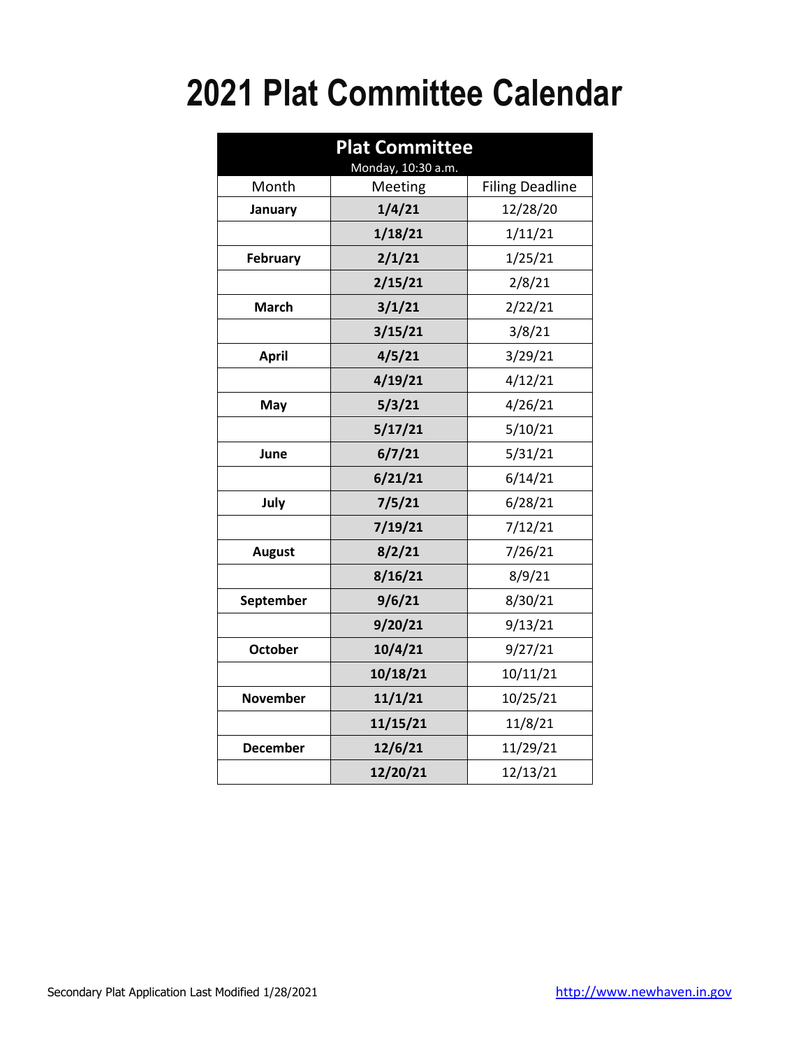# 2021 Plat Committee Calendar

| Plat Committee<br>Monday, 10:30 a.m. | | |
|---|---|---|
| Month | Meeting | Filing Deadline |
| **January** | **1/4/21** | 12/28/20 |
| | **1/18/21** | 1/11/21 |
| **February** | **2/1/21** | 1/25/21 |
| | **2/15/21** | 2/8/21 |
| **March** | **3/1/21** | 2/22/21 |
| | **3/15/21** | 3/8/21 |
| **April** | **4/5/21** | 3/29/21 |
| | **4/19/21** | 4/12/21 |
| **May** | **5/3/21** | 4/26/21 |
| | **5/17/21** | 5/10/21 |
| **June** | **6/7/21** | 5/31/21 |
| | **6/21/21** | 6/14/21 |
| **July** | **7/5/21** | 6/28/21 |
| | **7/19/21** | 7/12/21 |
| **August** | **8/2/21** | 7/26/21 |
| | **8/16/21** | 8/9/21 |
| **September** | **9/6/21** | 8/30/21 |
| | **9/20/21** | 9/13/21 |
| **October** | **10/4/21** | 9/27/21 |
| | **10/18/21** | 10/11/21 |
| **November** | **11/1/21** | 10/25/21 |
| | **11/15/21** | 11/8/21 |
| **December** | **12/6/21** | 11/29/21 |
| | **12/20/21** | 12/13/21 |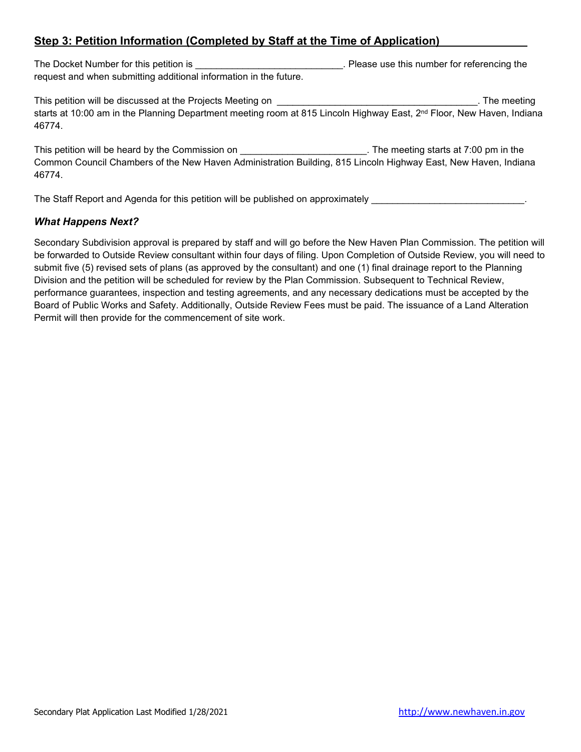## Step 3: Petition Information (Completed by Staff at the Time of Application)

The Docket Number for this petition is ____________________________. Please use this number for referencing the request and when submitting additional information in the future.

This petition will be discussed at the Projects Meeting on ________________________________________. The meeting starts at 10:00 am in the Planning Department meeting room at 815 Lincoln Highway East, 2nd Floor, New Haven, Indiana 46774.

This petition will be heard by the Commission on ________________________. The meeting starts at 7:00 pm in the Common Council Chambers of the New Haven Administration Building, 815 Lincoln Highway East, New Haven, Indiana 46774.

The Staff Report and Agenda for this petition will be published on approximately _____________________________.

### *What Happens Next?*

Secondary Subdivision approval is prepared by staff and will go before the New Haven Plan Commission. The petition will be forwarded to Outside Review consultant within four days of filing. Upon Completion of Outside Review, you will need to submit five (5) revised sets of plans (as approved by the consultant) and one (1) final drainage report to the Planning Division and the petition will be scheduled for review by the Plan Commission. Subsequent to Technical Review, performance guarantees, inspection and testing agreements, and any necessary dedications must be accepted by the Board of Public Works and Safety. Additionally, Outside Review Fees must be paid. The issuance of a Land Alteration Permit will then provide for the commencement of site work.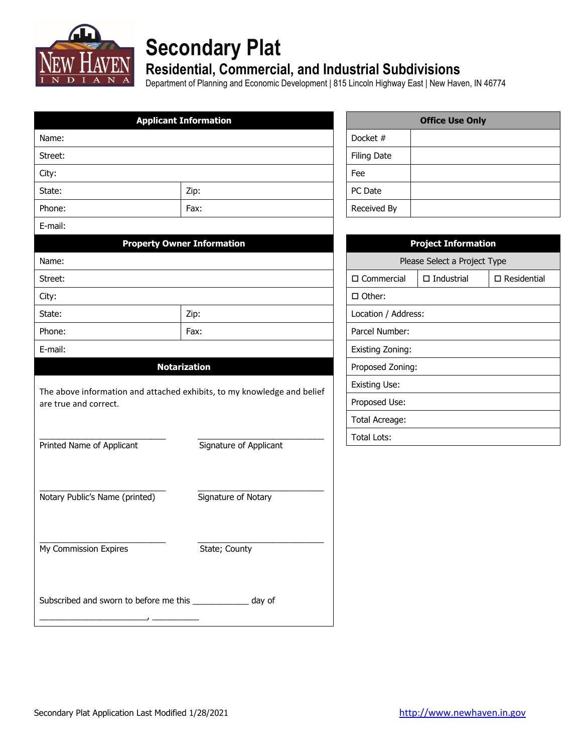# Secondary Plat

## Residential, Commercial, and Industrial Subdivisions

Department of Planning and Economic Development | 815 Lincoln Highway East | New Haven, IN 46774

| Applicant Information | |
|---|---|
| Name: | |
| Street: | |
| City: | |
| State: | Zip: |
| Phone: | Fax: |
| E-mail: | |

| Property Owner Information | |
|---|---|
| Name: | |
| Street: | |
| City: | |
| State: | Zip: |
| Phone: | Fax: |
| E-mail: | |

**Notarization**

The above information and attached exhibits, to my knowledge and belief are true and correct.

_________________________ Printed Name of Applicant

_________________________ Signature of Applicant

_________________________ Notary Public's Name (printed)

_________________________ Signature of Notary

_________________________ My Commission Expires

_________________________ State; County

Subscribed and sworn to before me this ____________ day of

________________________, __________

| Office Use Only | |
|---|---|
| Docket # | |
| Filing Date | |
| Fee | |
| PC Date | |
| Received By | |

| Project Information | | |
|---|---|---|
| Please Select a Project Type | | |
| ☐ Commercial | ☐ Industrial | ☐ Residential |
| ☐ Other: | | |
| Location / Address: | | |
| Parcel Number: | | |
| Existing Zoning: | | |
| Proposed Zoning: | | |
| Existing Use: | | |
| Proposed Use: | | |
| Total Acreage: | | |
| Total Lots: | | |

Secondary Plat Application Last Modified 1/28/2021

http://www.newhaven.in.gov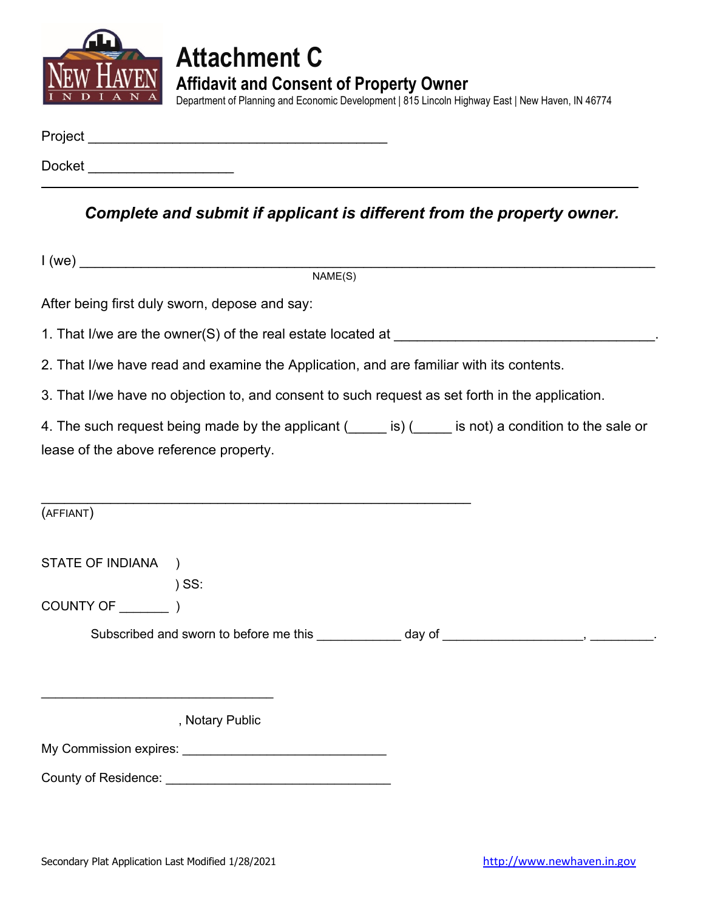# Attachment C

## Affidavit and Consent of Property Owner

Department of Planning and Economic Development | 815 Lincoln Highway East | New Haven, IN 46774

Project _______________________________________

Docket ___________________

---

***Complete and submit if applicant is different from the property owner.***

I (we) ___________________________________________________________________________
NAME(S)

After being first duly sworn, depose and say:

1. That I/we are the owner(S) of the real estate located at __________________________________.

2. That I/we have read and examine the Application, and are familiar with its contents.

3. That I/we have no objection to, and consent to such request as set forth in the application.

4. The such request being made by the applicant (_____ is) (_____ is not) a condition to the sale or lease of the above reference property.

________________________________________________________
(AFFIANT)

STATE OF INDIANA )
) SS:
COUNTY OF _______ )

Subscribed and sworn to before me this ___________ day of ___________________, _________.

______________________________
, Notary Public

My Commission expires: ____________________________

County of Residence: ______________________________

Secondary Plat Application Last Modified 1/28/2021 http://www.newhaven.in.gov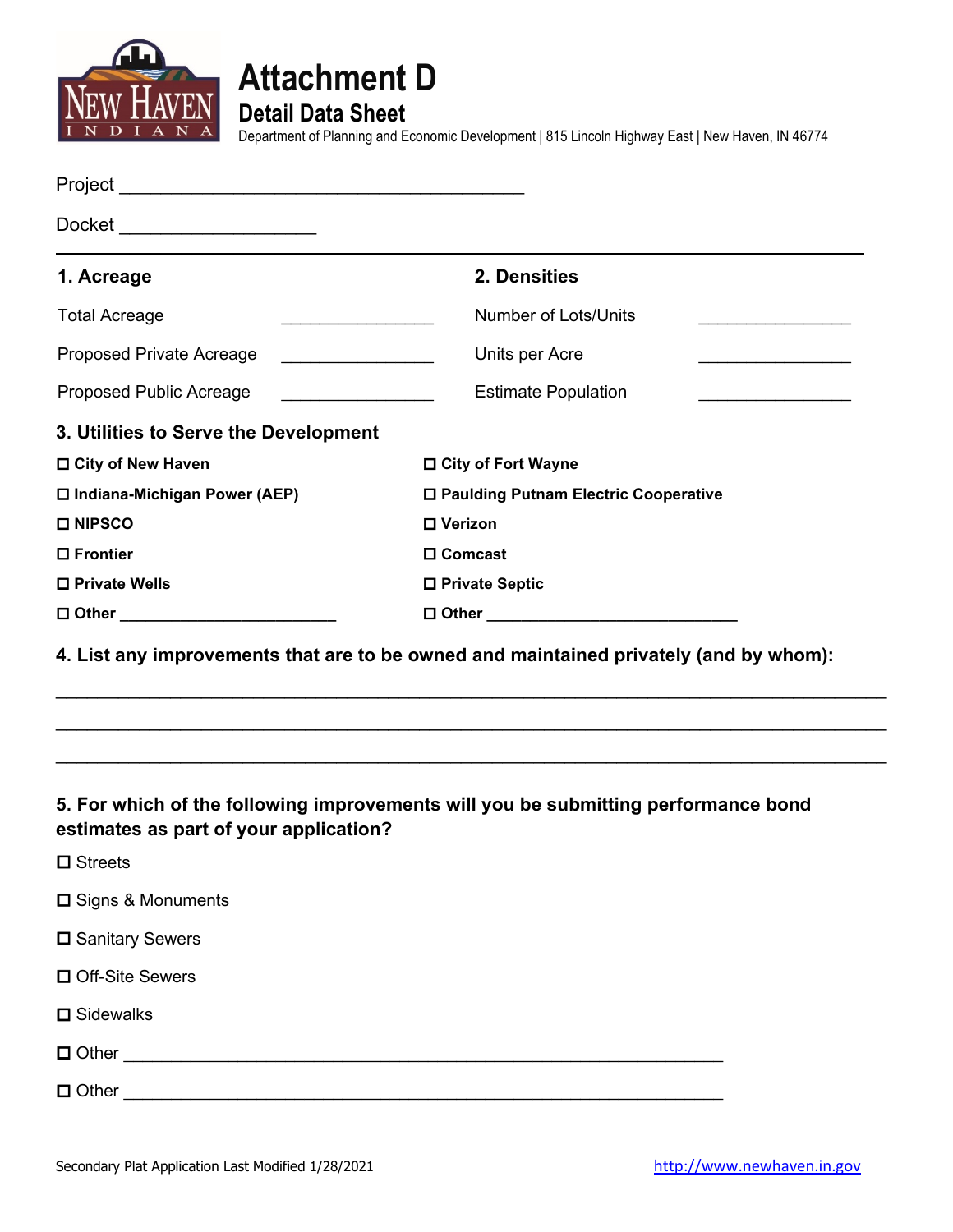# Attachment D

## Detail Data Sheet

Department of Planning and Economic Development | 815 Lincoln Highway East | New Haven, IN 46774

Project ________________________________________

Docket ___________________

---

### 1. Acreage

Total Acreage _______________

Proposed Private Acreage _______________

Proposed Public Acreage _______________

### 2. Densities

Number of Lots/Units _______________

Units per Acre _______________

Estimate Population _______________

### 3. Utilities to Serve the Development

- ☐ **City of New Haven**
- ☐ **City of Fort Wayne**
- ☐ **Indiana-Michigan Power (AEP)**
- ☐ **Paulding Putnam Electric Cooperative**
- ☐ **NIPSCO**
- ☐ **Verizon**
- ☐ **Frontier**
- ☐ **Comcast**
- ☐ **Private Wells**
- ☐ **Private Septic**
- ☐ **Other** ______________________
- ☐ **Other** ________________________

### 4. List any improvements that are to be owned and maintained privately (and by whom):

______________________________________________________________________

______________________________________________________________________

______________________________________________________________________

### 5. For which of the following improvements will you be submitting performance bond estimates as part of your application?

- ☐ Streets
- ☐ Signs & Monuments
- ☐ Sanitary Sewers
- ☐ Off-Site Sewers
- ☐ Sidewalks
- ☐ Other ____________________________________________________
- ☐ Other ____________________________________________________

Secondary Plat Application Last Modified 1/28/2021

http://www.newhaven.in.gov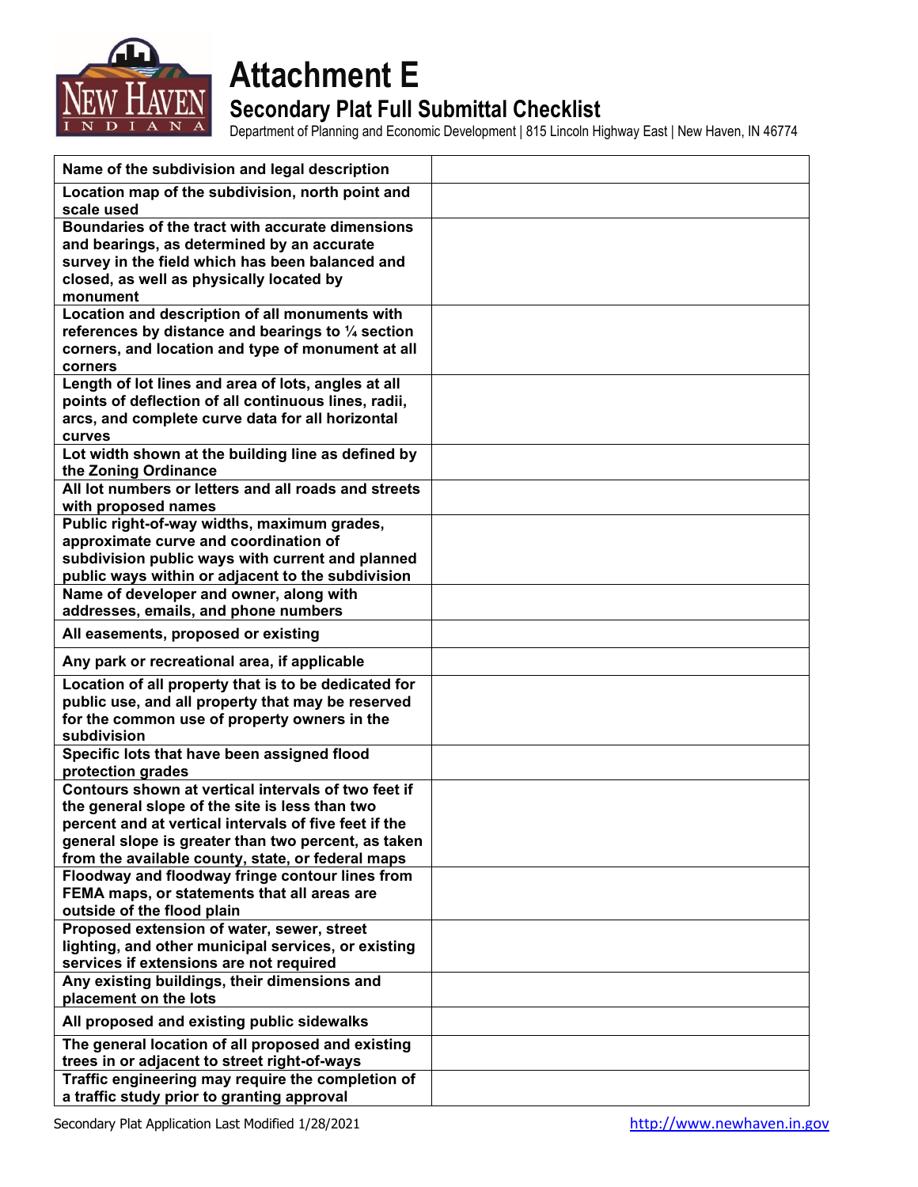# Attachment E

## Secondary Plat Full Submittal Checklist

Department of Planning and Economic Development | 815 Lincoln Highway East | New Haven, IN 46774

| | |
|---|---|
| **Name of the subdivision and legal description** | |
| **Location map of the subdivision, north point and scale used** | |
| **Boundaries of the tract with accurate dimensions and bearings, as determined by an accurate survey in the field which has been balanced and closed, as well as physically located by monument** | |
| **Location and description of all monuments with references by distance and bearings to ¼ section corners, and location and type of monument at all corners** | |
| **Length of lot lines and area of lots, angles at all points of deflection of all continuous lines, radii, arcs, and complete curve data for all horizontal curves** | |
| **Lot width shown at the building line as defined by the Zoning Ordinance** | |
| **All lot numbers or letters and all roads and streets with proposed names** | |
| **Public right-of-way widths, maximum grades, approximate curve and coordination of subdivision public ways with current and planned public ways within or adjacent to the subdivision** | |
| **Name of developer and owner, along with addresses, emails, and phone numbers** | |
| **All easements, proposed or existing** | |
| **Any park or recreational area, if applicable** | |
| **Location of all property that is to be dedicated for public use, and all property that may be reserved for the common use of property owners in the subdivision** | |
| **Specific lots that have been assigned flood protection grades** | |
| **Contours shown at vertical intervals of two feet if the general slope of the site is less than two percent and at vertical intervals of five feet if the general slope is greater than two percent, as taken from the available county, state, or federal maps** | |
| **Floodway and floodway fringe contour lines from FEMA maps, or statements that all areas are outside of the flood plain** | |
| **Proposed extension of water, sewer, street lighting, and other municipal services, or existing services if extensions are not required** | |
| **Any existing buildings, their dimensions and placement on the lots** | |
| **All proposed and existing public sidewalks** | |
| **The general location of all proposed and existing trees in or adjacent to street right-of-ways** | |
| **Traffic engineering may require the completion of a traffic study prior to granting approval** | |

Secondary Plat Application Last Modified 1/28/2021 http://www.newhaven.in.gov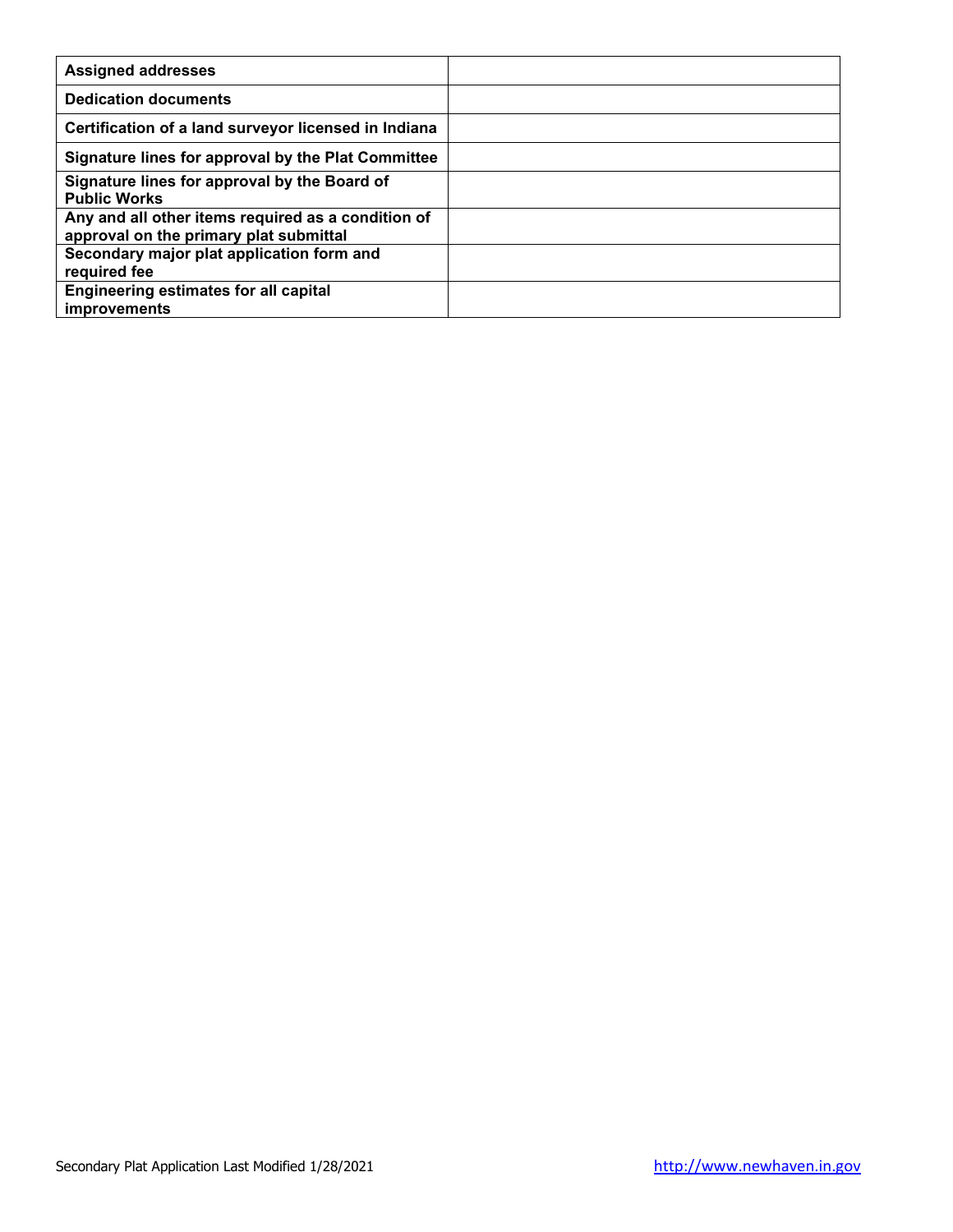| | |
|---|---|
| **Assigned addresses** | |
| **Dedication documents** | |
| **Certification of a land surveyor licensed in Indiana** | |
| **Signature lines for approval by the Plat Committee** | |
| **Signature lines for approval by the Board of Public Works** | |
| **Any and all other items required as a condition of approval on the primary plat submittal** | |
| **Secondary major plat application form and required fee** | |
| **Engineering estimates for all capital improvements** | |